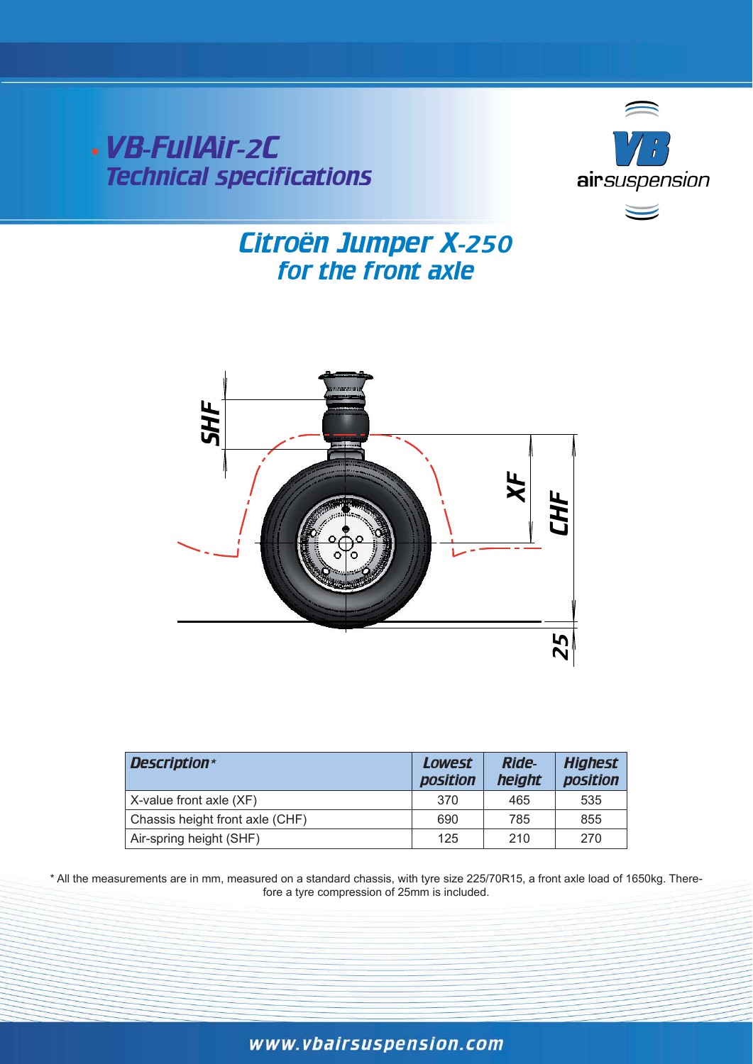# VB-FullAir-2C
## Technical specifications

VB airsuspension

## Citroën Jumper X-250
## for the front axle

SHF

XF

CHF

25

| *Description\** | *Lowest position* | *Ride-height* | *Highest position* |
|---|---|---|---|
| X-value front axle (XF) | 370 | 465 | 535 |
| Chassis height front axle (CHF) | 690 | 785 | 855 |
| Air-spring height (SHF) | 125 | 210 | 270 |

\* All the measurements are in mm, measured on a standard chassis, with tyre size 225/70R15, a front axle load of 1650kg. Therefore a tyre compression of 25mm is included.

www.vbairsuspension.com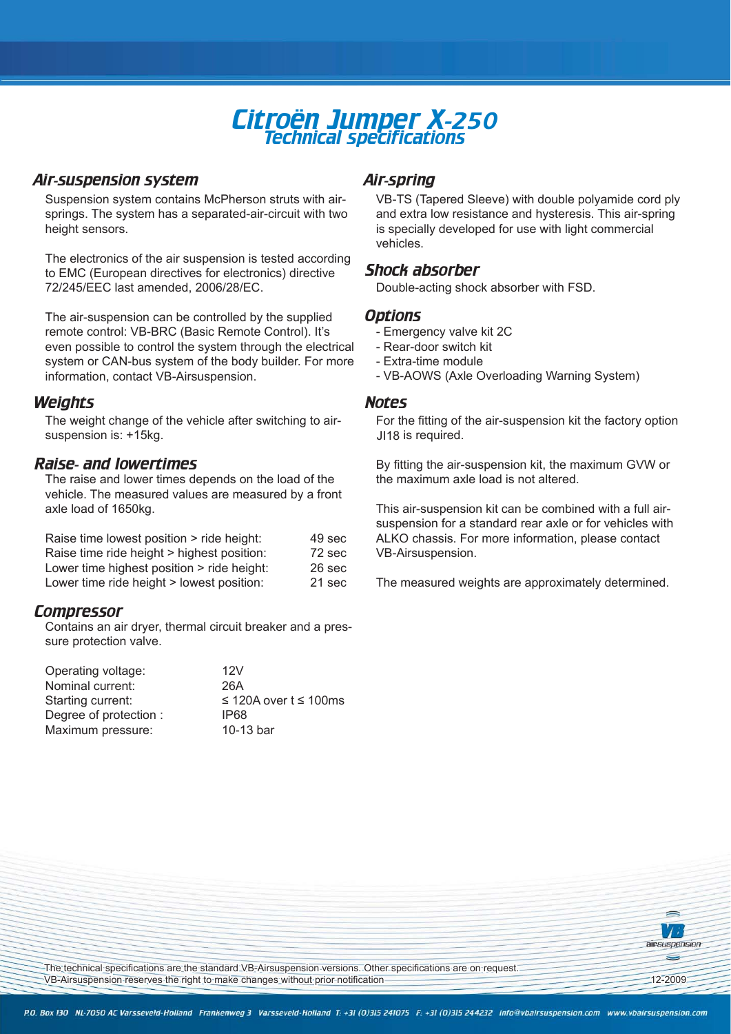# Citroën Jumper X-250
## Technical specifications

### Air-suspension system

Suspension system contains McPherson struts with air-springs. The system has a separated-air-circuit with two height sensors.

The electronics of the air suspension is tested according to EMC (European directives for electronics) directive 72/245/EEC last amended, 2006/28/EC.

The air-suspension can be controlled by the supplied remote control: VB-BRC (Basic Remote Control). It's even possible to control the system through the electrical system or CAN-bus system of the body builder. For more information, contact VB-Airsuspension.

### Weights

The weight change of the vehicle after switching to air-suspension is: +15kg.

### Raise- and lowertimes

The raise and lower times depends on the load of the vehicle. The measured values are measured by a front axle load of 1650kg.

| | |
|---|---|
| Raise time lowest position > ride height: | 49 sec |
| Raise time ride height > highest position: | 72 sec |
| Lower time highest position > ride height: | 26 sec |
| Lower time ride height > lowest position: | 21 sec |

### Compressor

Contains an air dryer, thermal circuit breaker and a pressure protection valve.

| | |
|---|---|
| Operating voltage: | 12V |
| Nominal current: | 26A |
| Starting current: | ≤ 120A over t ≤ 100ms |
| Degree of protection : | IP68 |
| Maximum pressure: | 10-13 bar |

### Air-spring

VB-TS (Tapered Sleeve) with double polyamide cord ply and extra low resistance and hysteresis. This air-spring is specially developed for use with light commercial vehicles.

### Shock absorber

Double-acting shock absorber with FSD.

### Options

- Emergency valve kit 2C
- Rear-door switch kit
- Extra-time module
- VB-AOWS (Axle Overloading Warning System)

### Notes

For the fitting of the air-suspension kit the factory option JI18 is required.

By fitting the air-suspension kit, the maximum GVW or the maximum axle load is not altered.

This air-suspension kit can be combined with a full air-suspension for a standard rear axle or for vehicles with ALKO chassis. For more information, please contact VB-Airsuspension.

The measured weights are approximately determined.

The technical specifications are the standard VB-Airsuspension versions. Other specifications are on request.
VB-Airsuspension reserves the right to make changes without prior notification

12-2009

P.O. Box 130 NL-7050 AC Varsseveld-Holland Frankenweg 3 Varsseveld-Holland T: +31 (0)315 241075 F: +31 (0)315 244232 info@vbairsuspension.com www.vbairsuspension.com